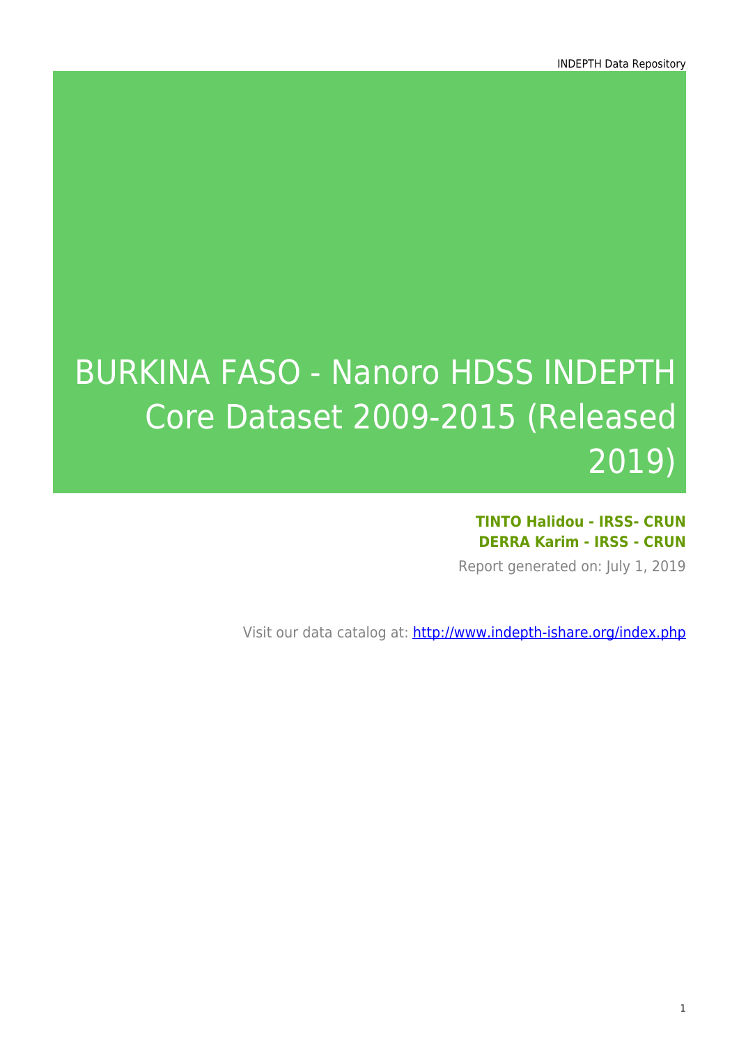# BURKINA FASO - Nanoro HDSS INDEPTH Core Dataset 2009-2015 (Released 2019)

**TINTO Halidou - IRSS- CRUN**
**DERRA Karim - IRSS - CRUN**

Report generated on: July 1, 2019

Visit our data catalog at: http://www.indepth-ishare.org/index.php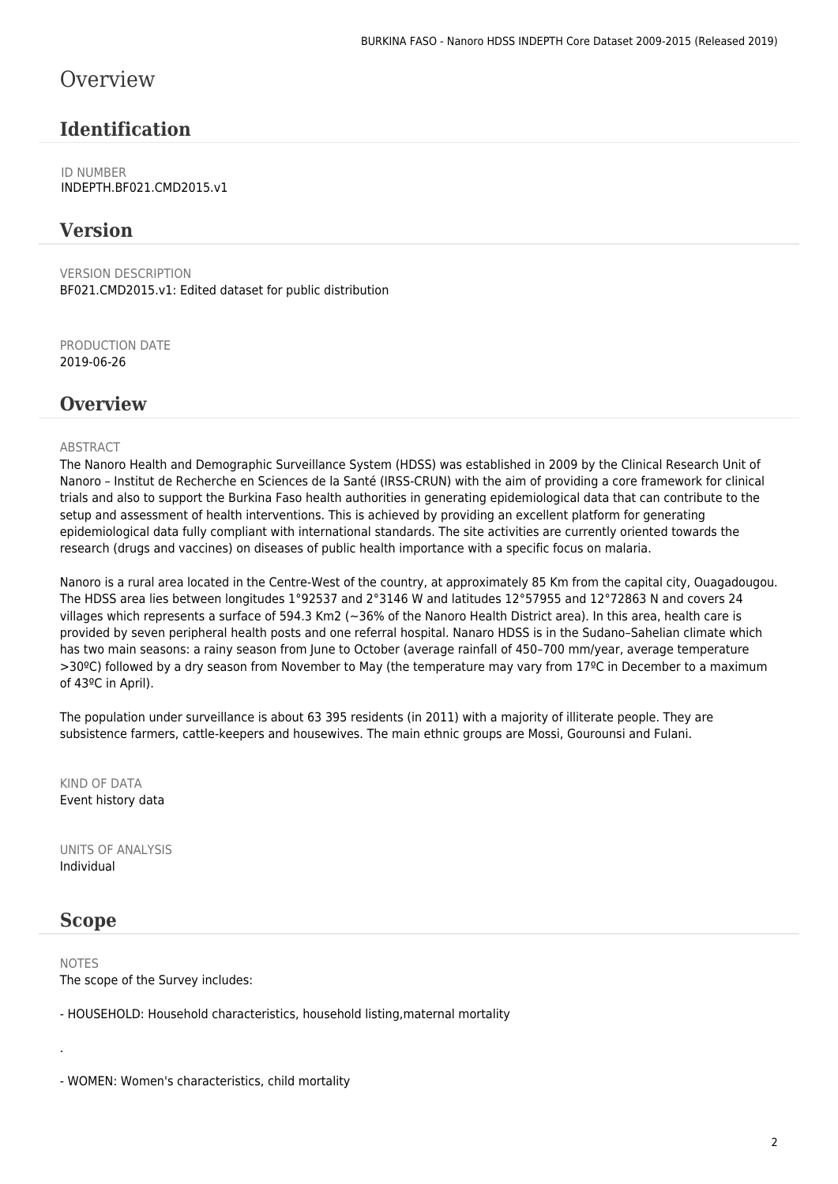# Overview

## Identification

ID NUMBER
INDEPTH.BF021.CMD2015.v1

## Version

VERSION DESCRIPTION
BF021.CMD2015.v1: Edited dataset for public distribution

PRODUCTION DATE
2019-06-26

## Overview

ABSTRACT
The Nanoro Health and Demographic Surveillance System (HDSS) was established in 2009 by the Clinical Research Unit of Nanoro – Institut de Recherche en Sciences de la Santé (IRSS-CRUN) with the aim of providing a core framework for clinical trials and also to support the Burkina Faso health authorities in generating epidemiological data that can contribute to the setup and assessment of health interventions. This is achieved by providing an excellent platform for generating epidemiological data fully compliant with international standards. The site activities are currently oriented towards the research (drugs and vaccines) on diseases of public health importance with a specific focus on malaria.

Nanoro is a rural area located in the Centre-West of the country, at approximately 85 Km from the capital city, Ouagadougou. The HDSS area lies between longitudes 1°92537 and 2°3146 W and latitudes 12°57955 and 12°72863 N and covers 24 villages which represents a surface of 594.3 Km2 (~36% of the Nanoro Health District area). In this area, health care is provided by seven peripheral health posts and one referral hospital. Nanaro HDSS is in the Sudano–Sahelian climate which has two main seasons: a rainy season from June to October (average rainfall of 450–700 mm/year, average temperature >30ºC) followed by a dry season from November to May (the temperature may vary from 17ºC in December to a maximum of 43ºC in April).

The population under surveillance is about 63 395 residents (in 2011) with a majority of illiterate people. They are subsistence farmers, cattle-keepers and housewives. The main ethnic groups are Mossi, Gourounsi and Fulani.

KIND OF DATA
Event history data

UNITS OF ANALYSIS
Individual

## Scope

NOTES
The scope of the Survey includes:

- HOUSEHOLD: Household characteristics, household listing,maternal mortality

.

- WOMEN: Women's characteristics, child mortality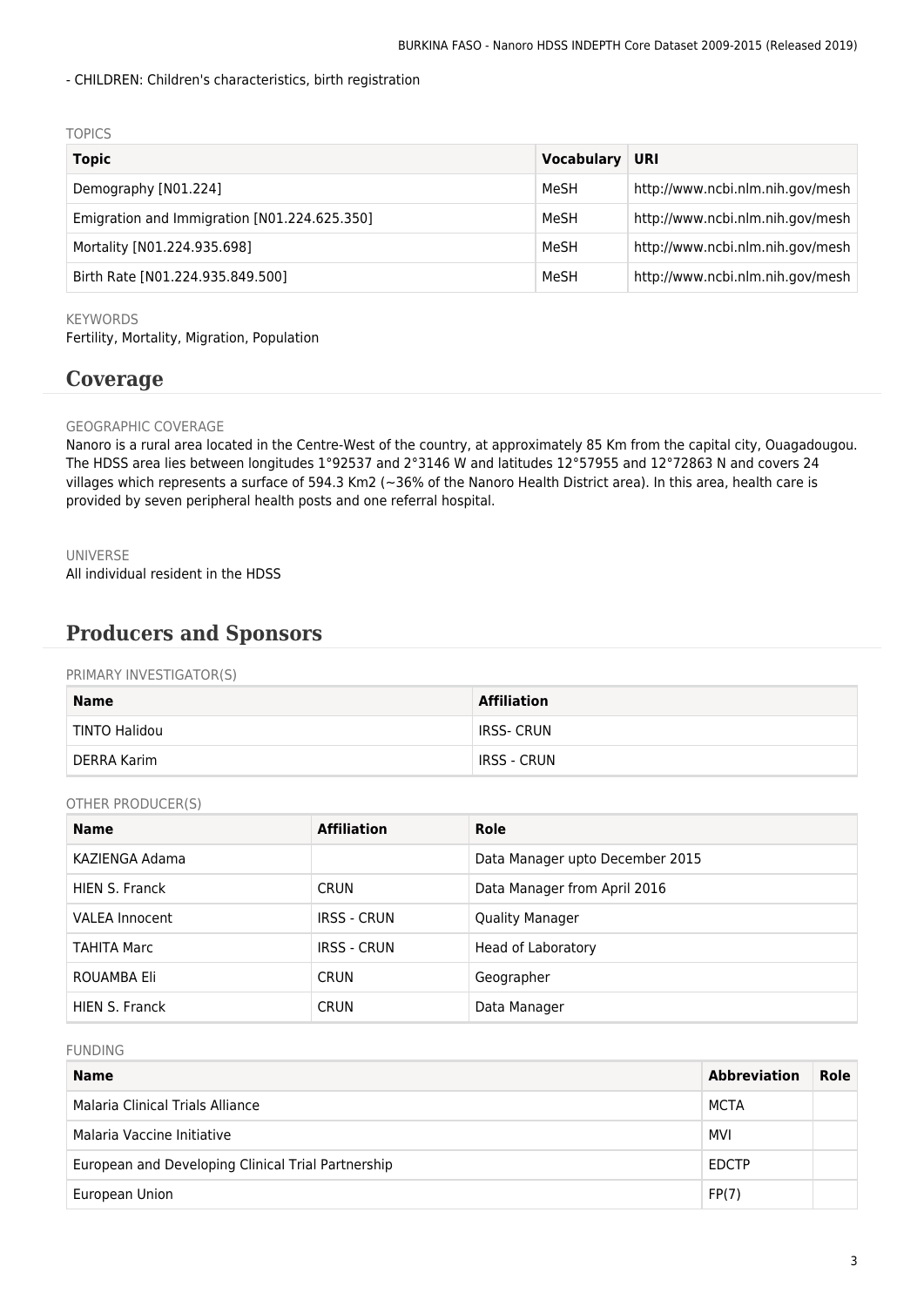- CHILDREN: Children's characteristics, birth registration

TOPICS

| Topic | Vocabulary | URI |
| --- | --- | --- |
| Demography [N01.224] | MeSH | http://www.ncbi.nlm.nih.gov/mesh |
| Emigration and Immigration [N01.224.625.350] | MeSH | http://www.ncbi.nlm.nih.gov/mesh |
| Mortality [N01.224.935.698] | MeSH | http://www.ncbi.nlm.nih.gov/mesh |
| Birth Rate [N01.224.935.849.500] | MeSH | http://www.ncbi.nlm.nih.gov/mesh |

KEYWORDS

Fertility, Mortality, Migration, Population

## Coverage

GEOGRAPHIC COVERAGE

Nanoro is a rural area located in the Centre-West of the country, at approximately 85 Km from the capital city, Ouagadougou. The HDSS area lies between longitudes 1°92537 and 2°3146 W and latitudes 12°57955 and 12°72863 N and covers 24 villages which represents a surface of 594.3 Km2 (~36% of the Nanoro Health District area). In this area, health care is provided by seven peripheral health posts and one referral hospital.

UNIVERSE

All individual resident in the HDSS

## Producers and Sponsors

PRIMARY INVESTIGATOR(S)

| Name | Affiliation |
| --- | --- |
| TINTO Halidou | IRSS- CRUN |
| DERRA Karim | IRSS - CRUN |

OTHER PRODUCER(S)

| Name | Affiliation | Role |
| --- | --- | --- |
| KAZIENGA Adama | | Data Manager upto December 2015 |
| HIEN S. Franck | CRUN | Data Manager from April 2016 |
| VALEA Innocent | IRSS - CRUN | Quality Manager |
| TAHITA Marc | IRSS - CRUN | Head of Laboratory |
| ROUAMBA Eli | CRUN | Geographer |
| HIEN S. Franck | CRUN | Data Manager |

FUNDING

| Name | Abbreviation | Role |
| --- | --- | --- |
| Malaria Clinical Trials Alliance | MCTA | |
| Malaria Vaccine Initiative | MVI | |
| European and Developing Clinical Trial Partnership | EDCTP | |
| European Union | FP(7) | |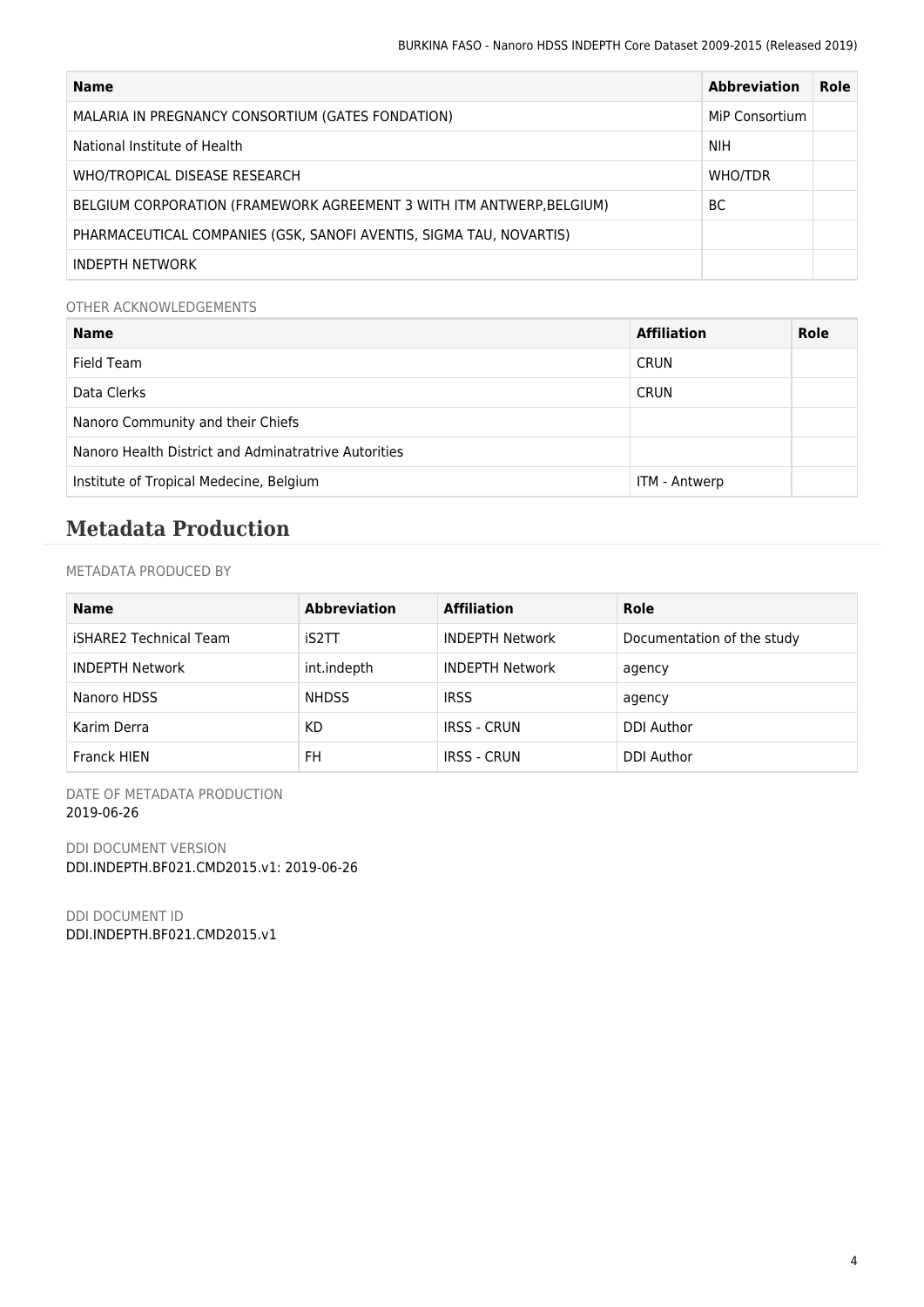| Name | Abbreviation | Role |
| --- | --- | --- |
| MALARIA IN PREGNANCY CONSORTIUM (GATES FONDATION) | MiP Consortium | |
| National Institute of Health | NIH | |
| WHO/TROPICAL DISEASE RESEARCH | WHO/TDR | |
| BELGIUM CORPORATION (FRAMEWORK AGREEMENT 3 WITH ITM ANTWERP,BELGIUM) | BC | |
| PHARMACEUTICAL COMPANIES (GSK, SANOFI AVENTIS, SIGMA TAU, NOVARTIS) | | |
| INDEPTH NETWORK | | |

OTHER ACKNOWLEDGEMENTS

| Name | Affiliation | Role |
| --- | --- | --- |
| Field Team | CRUN | |
| Data Clerks | CRUN | |
| Nanoro Community and their Chiefs | | |
| Nanoro Health District and Adminatratrive Autorities | | |
| Institute of Tropical Medecine, Belgium | ITM - Antwerp | |

## Metadata Production

METADATA PRODUCED BY

| Name | Abbreviation | Affiliation | Role |
| --- | --- | --- | --- |
| iSHARE2 Technical Team | iS2TT | INDEPTH Network | Documentation of the study |
| INDEPTH Network | int.indepth | INDEPTH Network | agency |
| Nanoro HDSS | NHDSS | IRSS | agency |
| Karim Derra | KD | IRSS - CRUN | DDI Author |
| Franck HIEN | FH | IRSS - CRUN | DDI Author |

DATE OF METADATA PRODUCTION
2019-06-26

DDI DOCUMENT VERSION
DDI.INDEPTH.BF021.CMD2015.v1: 2019-06-26

DDI DOCUMENT ID
DDI.INDEPTH.BF021.CMD2015.v1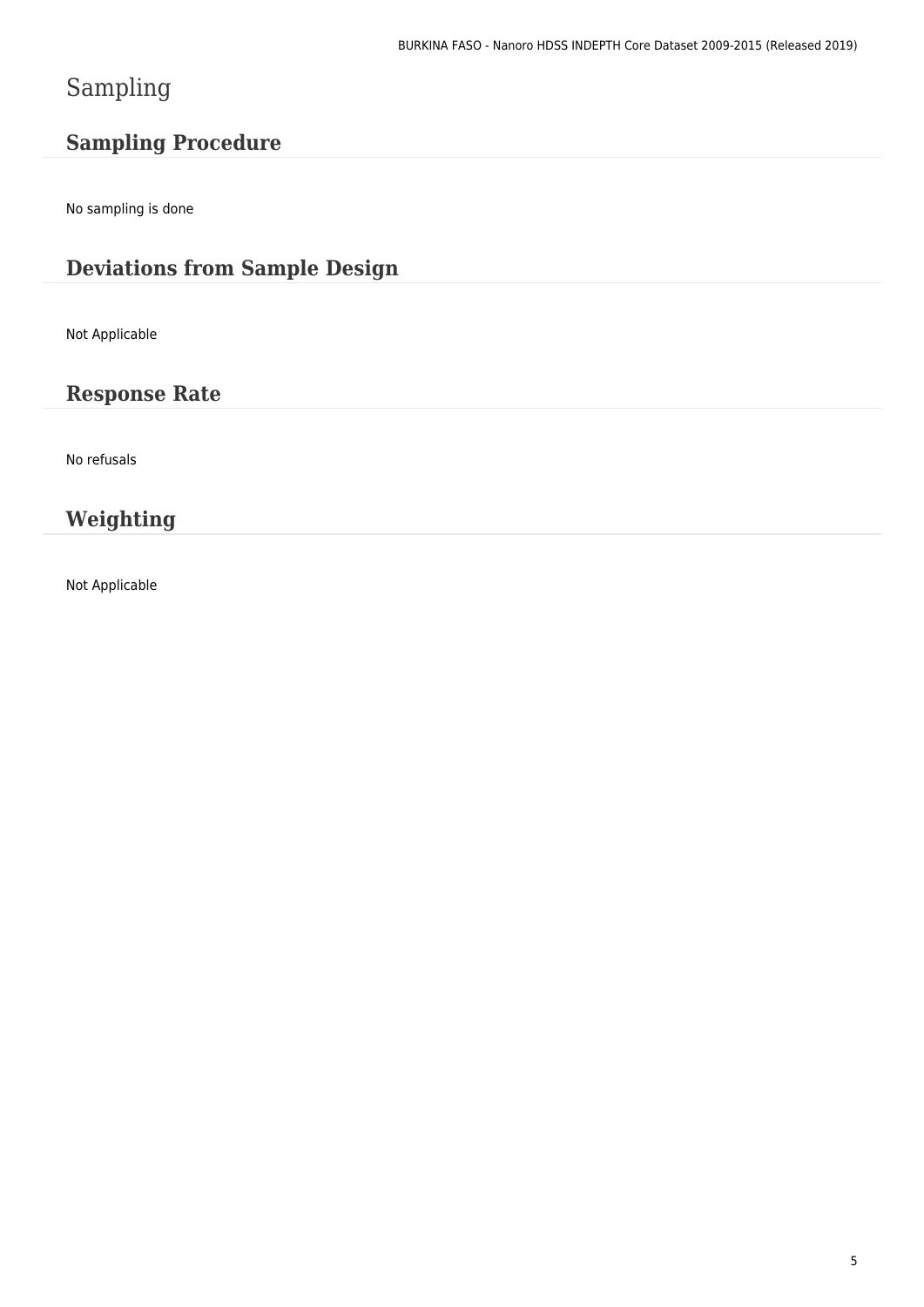# Sampling

## Sampling Procedure

No sampling is done

## Deviations from Sample Design

Not Applicable

## Response Rate

No refusals

## Weighting

Not Applicable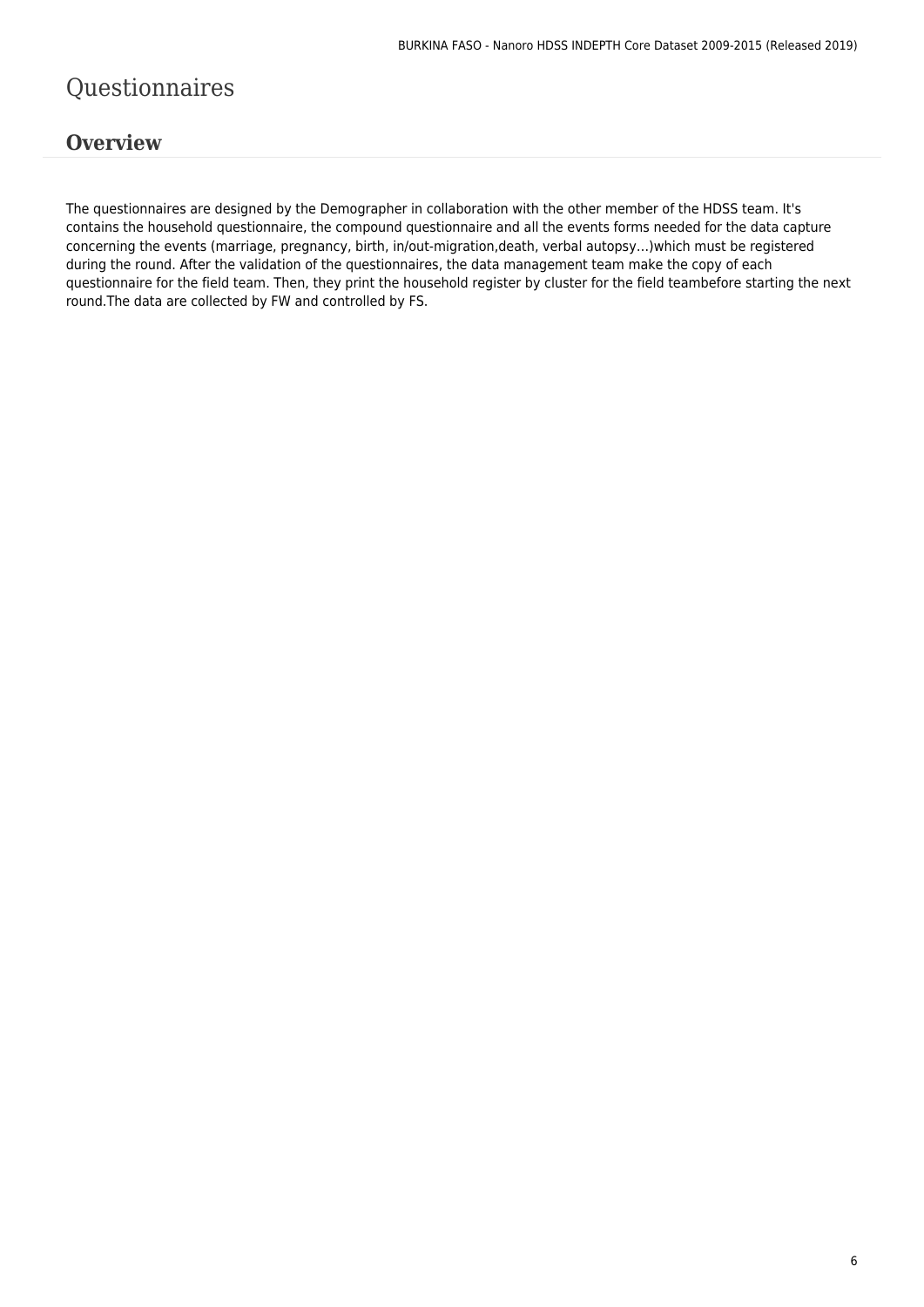# Questionnaires

## Overview

The questionnaires are designed by the Demographer in collaboration with the other member of the HDSS team. It's contains the household questionnaire, the compound questionnaire and all the events forms needed for the data capture concerning the events (marriage, pregnancy, birth, in/out-migration,death, verbal autopsy...)which must be registered during the round. After the validation of the questionnaires, the data management team make the copy of each questionnaire for the field team. Then, they print the household register by cluster for the field teambefore starting the next round.The data are collected by FW and controlled by FS.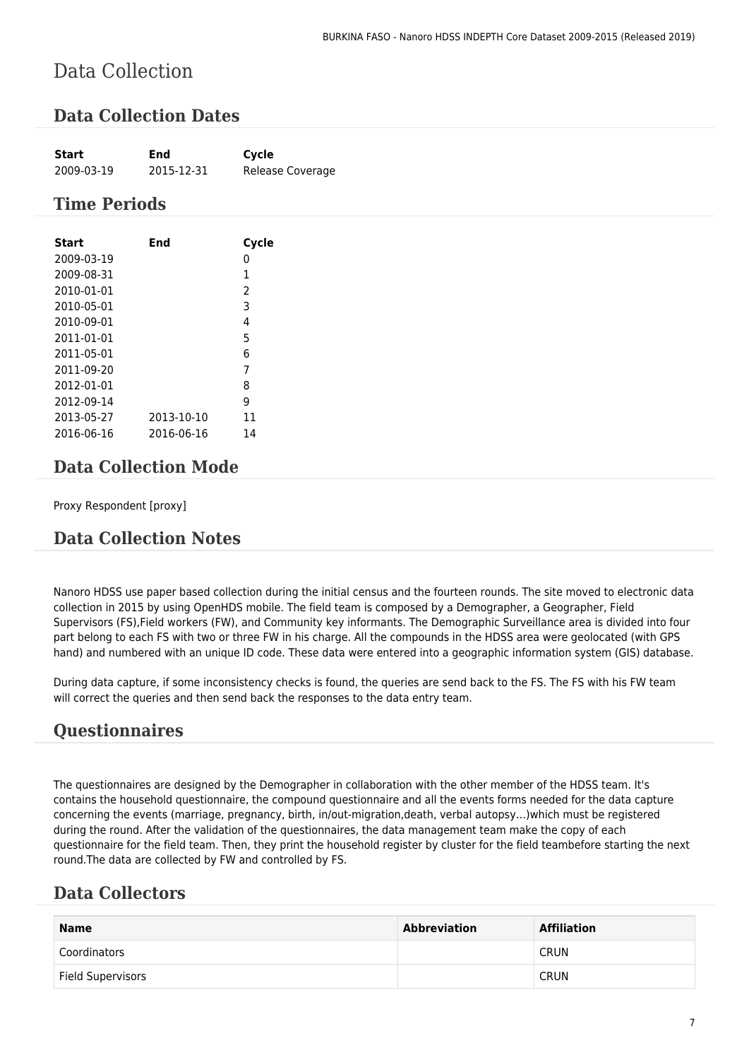# Data Collection

## Data Collection Dates

| Start | End | Cycle |
|---|---|---|
| 2009-03-19 | 2015-12-31 | Release Coverage |

## Time Periods

| Start | End | Cycle |
|---|---|---|
| 2009-03-19 | | 0 |
| 2009-08-31 | | 1 |
| 2010-01-01 | | 2 |
| 2010-05-01 | | 3 |
| 2010-09-01 | | 4 |
| 2011-01-01 | | 5 |
| 2011-05-01 | | 6 |
| 2011-09-20 | | 7 |
| 2012-01-01 | | 8 |
| 2012-09-14 | | 9 |
| 2013-05-27 | 2013-10-10 | 11 |
| 2016-06-16 | 2016-06-16 | 14 |

## Data Collection Mode

Proxy Respondent [proxy]

## Data Collection Notes

Nanoro HDSS use paper based collection during the initial census and the fourteen rounds. The site moved to electronic data collection in 2015 by using OpenHDS mobile. The field team is composed by a Demographer, a Geographer, Field Supervisors (FS),Field workers (FW), and Community key informants. The Demographic Surveillance area is divided into four part belong to each FS with two or three FW in his charge. All the compounds in the HDSS area were geolocated (with GPS hand) and numbered with an unique ID code. These data were entered into a geographic information system (GIS) database.

During data capture, if some inconsistency checks is found, the queries are send back to the FS. The FS with his FW team will correct the queries and then send back the responses to the data entry team.

## Questionnaires

The questionnaires are designed by the Demographer in collaboration with the other member of the HDSS team. It's contains the household questionnaire, the compound questionnaire and all the events forms needed for the data capture concerning the events (marriage, pregnancy, birth, in/out-migration,death, verbal autopsy...)which must be registered during the round. After the validation of the questionnaires, the data management team make the copy of each questionnaire for the field team. Then, they print the household register by cluster for the field teambefore starting the next round.The data are collected by FW and controlled by FS.

## Data Collectors

| Name | Abbreviation | Affiliation |
|---|---|---|
| Coordinators | | CRUN |
| Field Supervisors | | CRUN |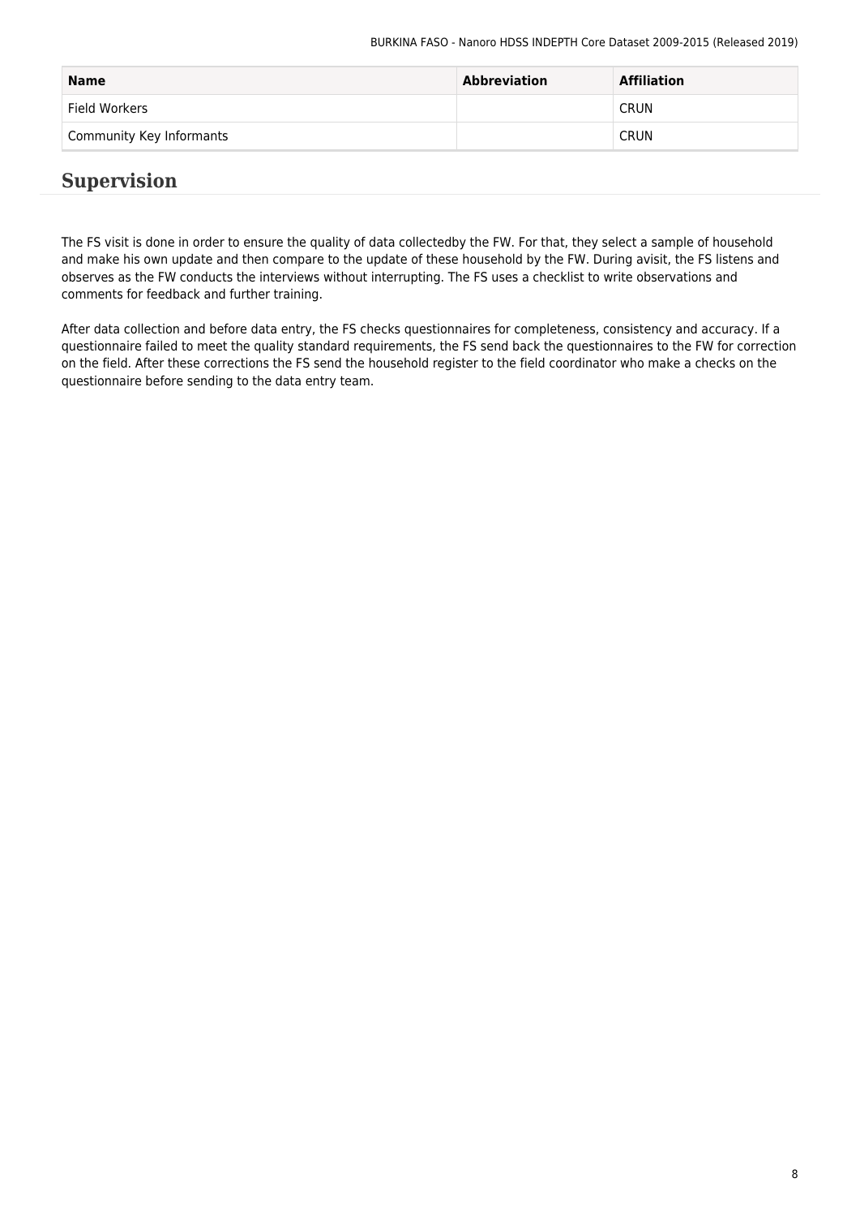| Name | Abbreviation | Affiliation |
| --- | --- | --- |
| Field Workers | | CRUN |
| Community Key Informants | | CRUN |

## Supervision

The FS visit is done in order to ensure the quality of data collectedby the FW. For that, they select a sample of household and make his own update and then compare to the update of these household by the FW. During avisit, the FS listens and observes as the FW conducts the interviews without interrupting. The FS uses a checklist to write observations and comments for feedback and further training.

After data collection and before data entry, the FS checks questionnaires for completeness, consistency and accuracy. If a questionnaire failed to meet the quality standard requirements, the FS send back the questionnaires to the FW for correction on the field. After these corrections the FS send the household register to the field coordinator who make a checks on the questionnaire before sending to the data entry team.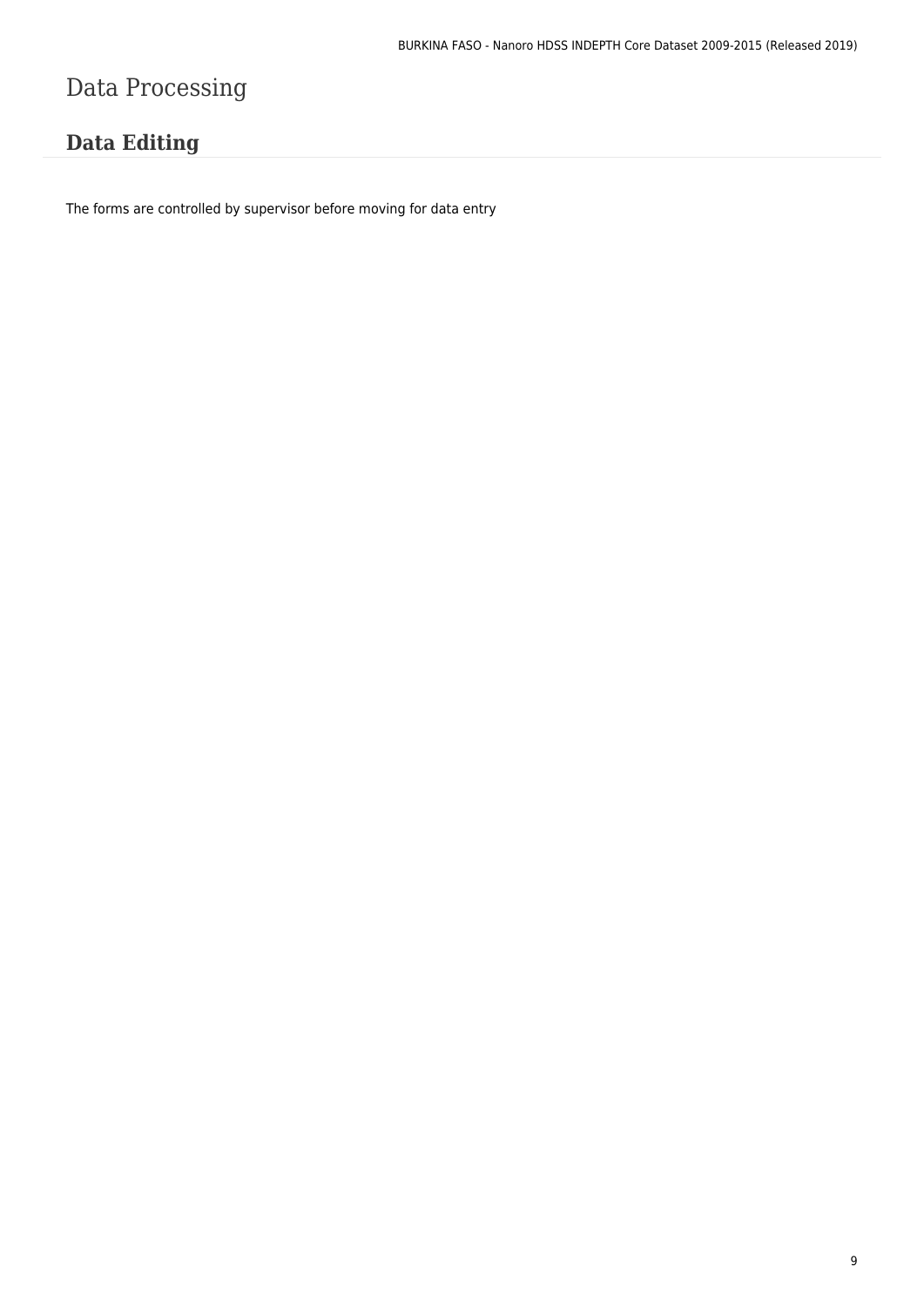# Data Processing

## Data Editing

The forms are controlled by supervisor before moving for data entry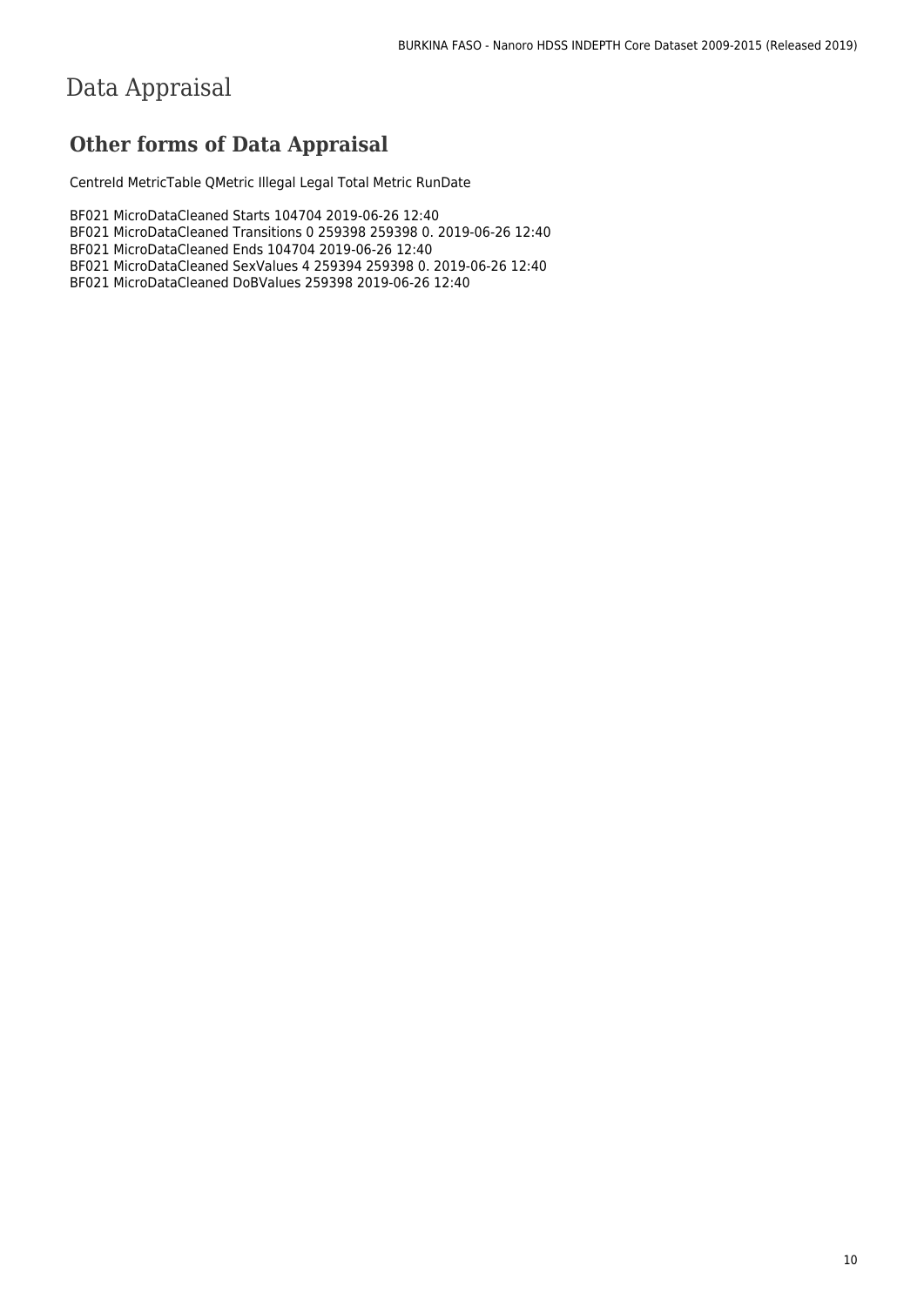# Data Appraisal

## Other forms of Data Appraisal

CentreId MetricTable QMetric Illegal Legal Total Metric RunDate

BF021 MicroDataCleaned Starts 104704 2019-06-26 12:40
BF021 MicroDataCleaned Transitions 0 259398 259398 0. 2019-06-26 12:40
BF021 MicroDataCleaned Ends 104704 2019-06-26 12:40
BF021 MicroDataCleaned SexValues 4 259394 259398 0. 2019-06-26 12:40
BF021 MicroDataCleaned DoBValues 259398 2019-06-26 12:40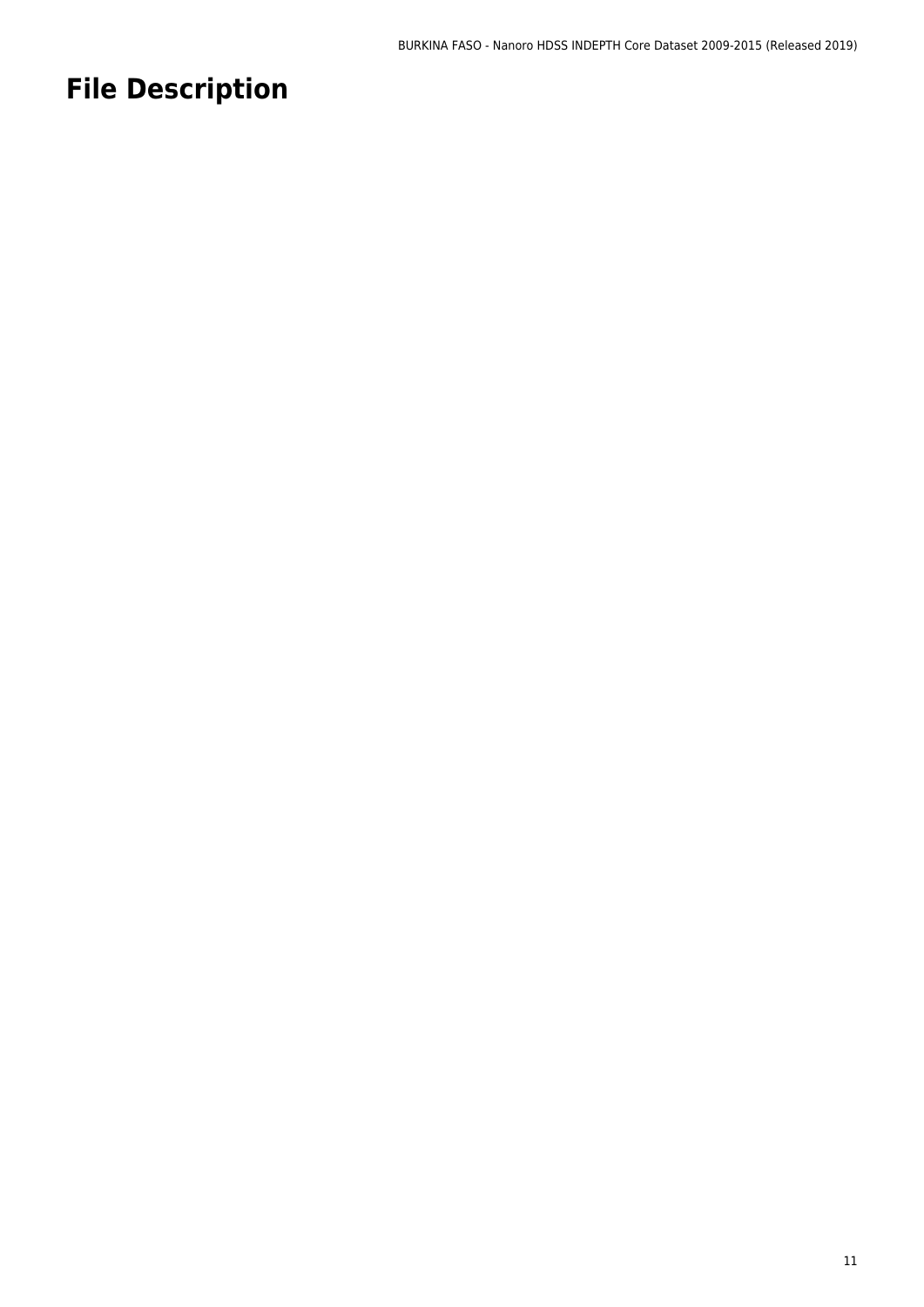# File Description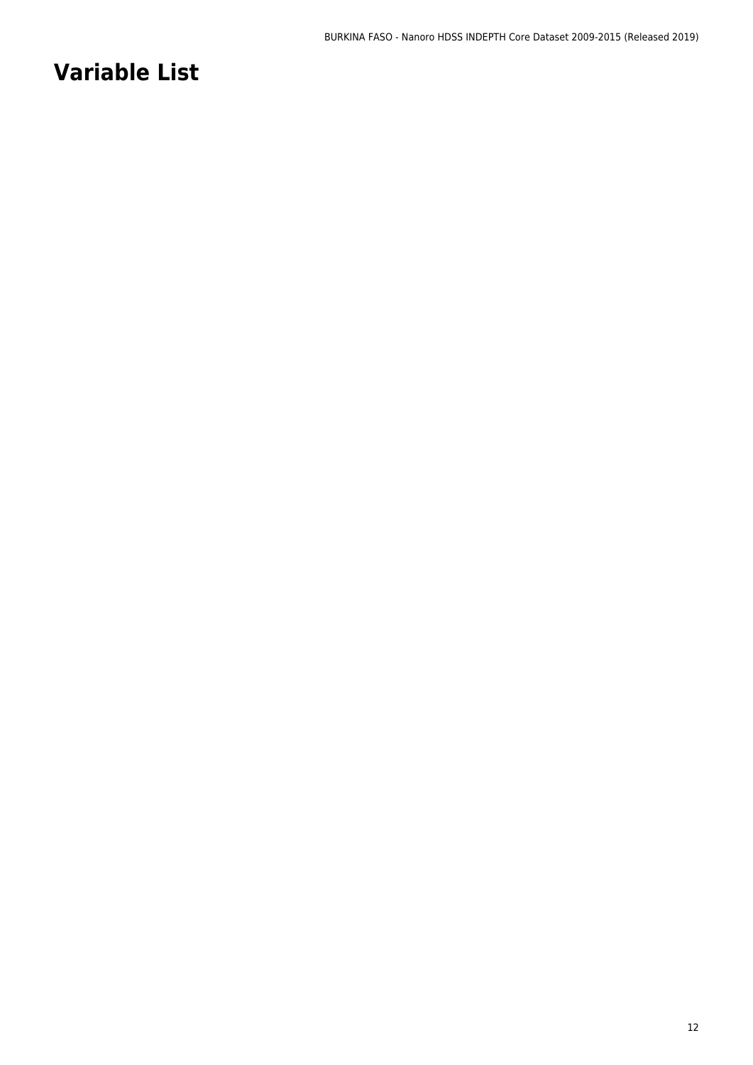# Variable List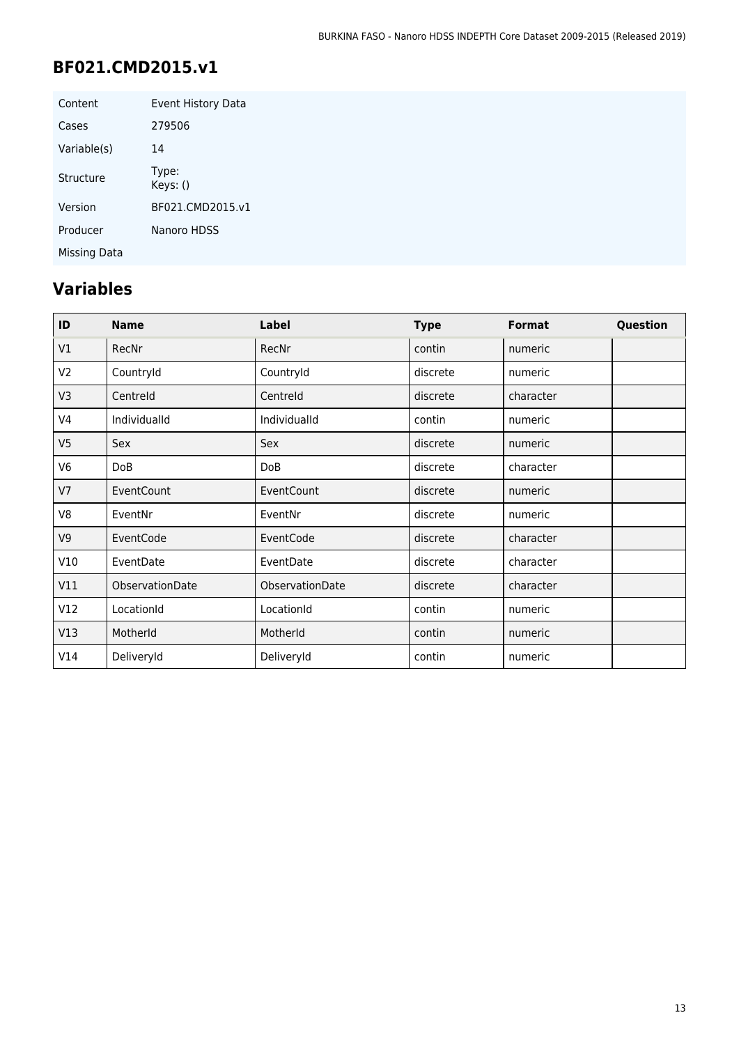## BF021.CMD2015.v1

| | |
|---|---|
| Content | Event History Data |
| Cases | 279506 |
| Variable(s) | 14 |
| Structure | Type:<br>Keys: () |
| Version | BF021.CMD2015.v1 |
| Producer | Nanoro HDSS |
| Missing Data | |

## Variables

| ID | Name | Label | Type | Format | Question |
|---|---|---|---|---|---|
| V1 | RecNr | RecNr | contin | numeric | |
| V2 | CountryId | CountryId | discrete | numeric | |
| V3 | CentreId | CentreId | discrete | character | |
| V4 | IndividualId | IndividualId | contin | numeric | |
| V5 | Sex | Sex | discrete | numeric | |
| V6 | DoB | DoB | discrete | character | |
| V7 | EventCount | EventCount | discrete | numeric | |
| V8 | EventNr | EventNr | discrete | numeric | |
| V9 | EventCode | EventCode | discrete | character | |
| V10 | EventDate | EventDate | discrete | character | |
| V11 | ObservationDate | ObservationDate | discrete | character | |
| V12 | LocationId | LocationId | contin | numeric | |
| V13 | MotherId | MotherId | contin | numeric | |
| V14 | DeliveryId | DeliveryId | contin | numeric | |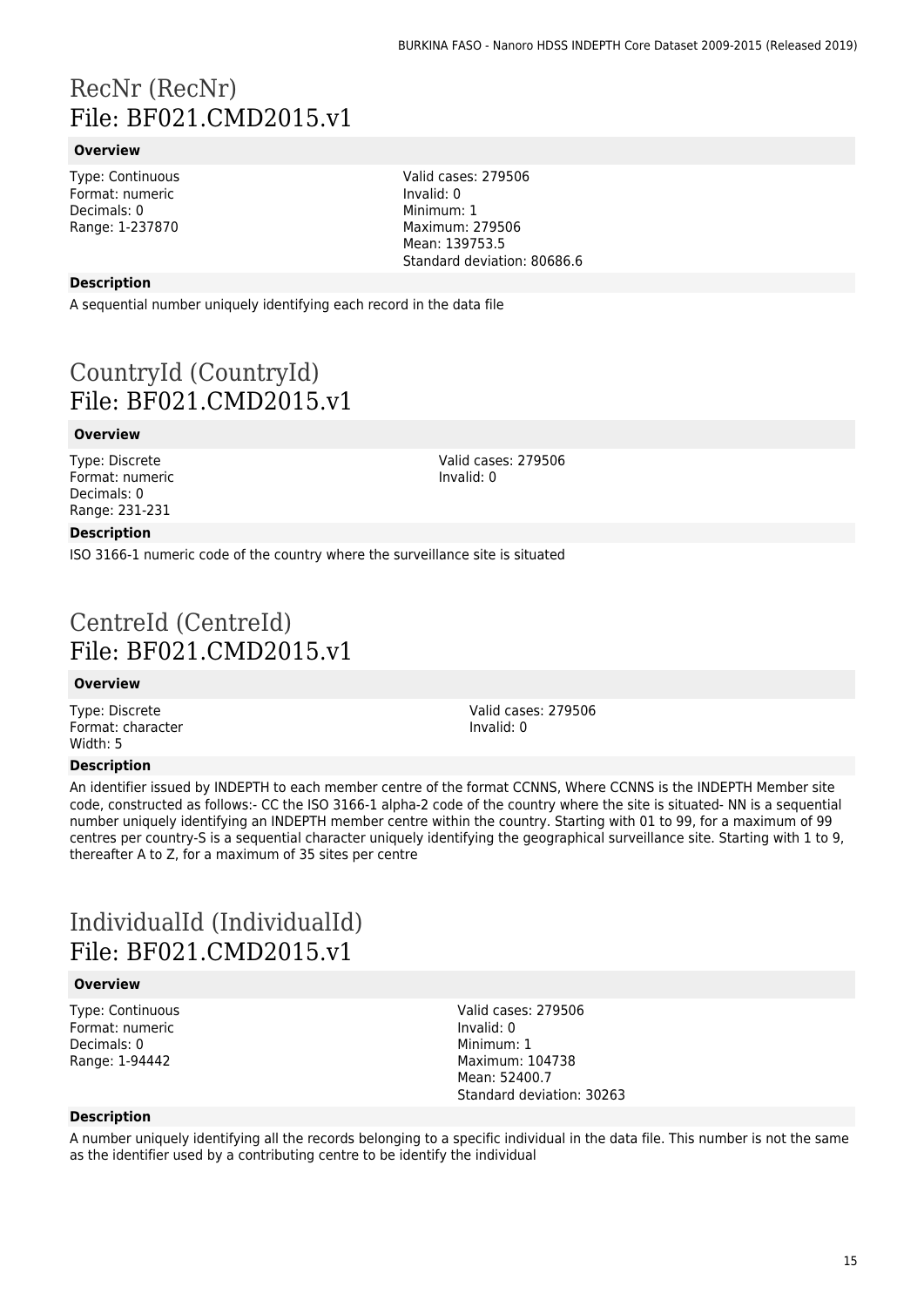# RecNr (RecNr)
# File: BF021.CMD2015.v1

### Overview

Type: Continuous
Format: numeric
Decimals: 0
Range: 1-237870

Valid cases: 279506
Invalid: 0
Minimum: 1
Maximum: 279506
Mean: 139753.5
Standard deviation: 80686.6

### Description

A sequential number uniquely identifying each record in the data file

# CountryId (CountryId)
# File: BF021.CMD2015.v1

### Overview

Type: Discrete
Format: numeric
Decimals: 0
Range: 231-231

Valid cases: 279506
Invalid: 0

### Description

ISO 3166-1 numeric code of the country where the surveillance site is situated

# CentreId (CentreId)
# File: BF021.CMD2015.v1

### Overview

Type: Discrete
Format: character
Width: 5

Valid cases: 279506
Invalid: 0

### Description

An identifier issued by INDEPTH to each member centre of the format CCNNS, Where CCNNS is the INDEPTH Member site code, constructed as follows:- CC the ISO 3166-1 alpha-2 code of the country where the site is situated- NN is a sequential number uniquely identifying an INDEPTH member centre within the country. Starting with 01 to 99, for a maximum of 99 centres per country-S is a sequential character uniquely identifying the geographical surveillance site. Starting with 1 to 9, thereafter A to Z, for a maximum of 35 sites per centre

# IndividualId (IndividualId)
# File: BF021.CMD2015.v1

### Overview

Type: Continuous
Format: numeric
Decimals: 0
Range: 1-94442

Valid cases: 279506
Invalid: 0
Minimum: 1
Maximum: 104738
Mean: 52400.7
Standard deviation: 30263

### Description

A number uniquely identifying all the records belonging to a specific individual in the data file. This number is not the same as the identifier used by a contributing centre to be identify the individual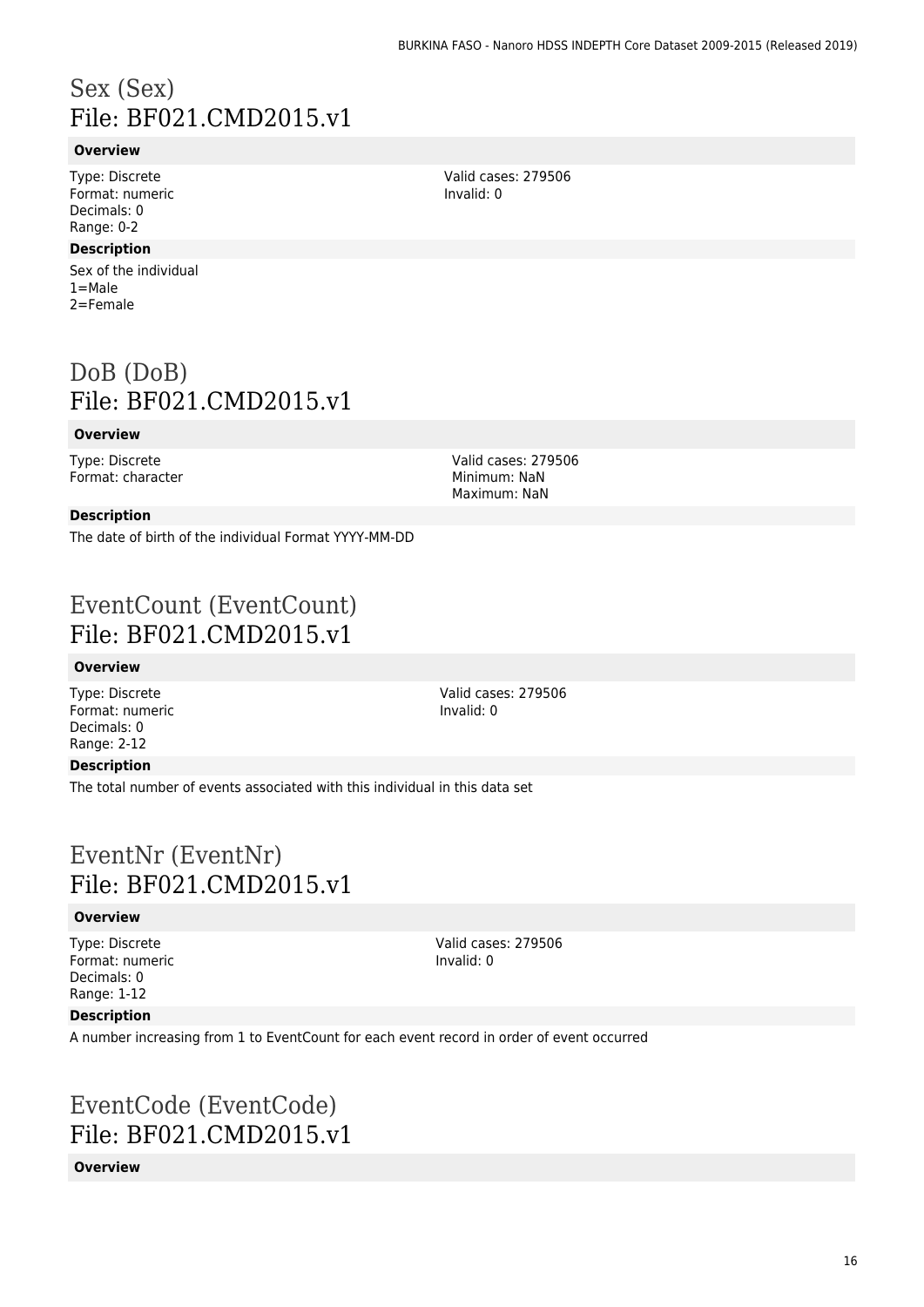# Sex (Sex)
# File: BF021.CMD2015.v1

### Overview

Type: Discrete
Format: numeric
Decimals: 0
Range: 0-2

Valid cases: 279506
Invalid: 0

### Description

Sex of the individual
1=Male
2=Female

# DoB (DoB)
# File: BF021.CMD2015.v1

### Overview

Type: Discrete
Format: character

Valid cases: 279506
Minimum: NaN
Maximum: NaN

### Description

The date of birth of the individual Format YYYY-MM-DD

# EventCount (EventCount)
# File: BF021.CMD2015.v1

### Overview

Type: Discrete
Format: numeric
Decimals: 0
Range: 2-12

Valid cases: 279506
Invalid: 0

### Description

The total number of events associated with this individual in this data set

# EventNr (EventNr)
# File: BF021.CMD2015.v1

### Overview

Type: Discrete
Format: numeric
Decimals: 0
Range: 1-12

Valid cases: 279506
Invalid: 0

### Description

A number increasing from 1 to EventCount for each event record in order of event occurred

# EventCode (EventCode)
# File: BF021.CMD2015.v1

### Overview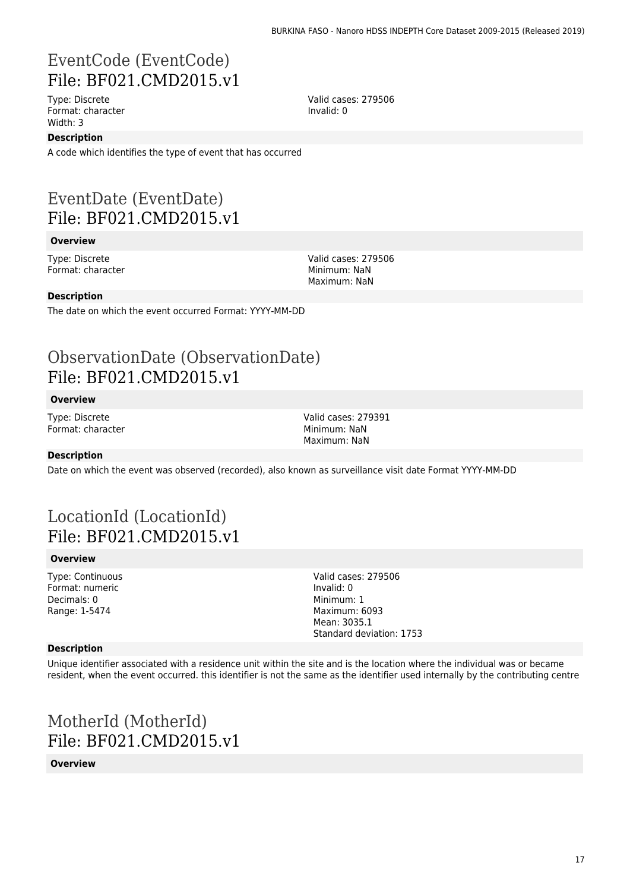# EventCode (EventCode)
## File: BF021.CMD2015.v1

Type: Discrete
Format: character
Width: 3

Valid cases: 279506
Invalid: 0

**Description**

A code which identifies the type of event that has occurred

# EventDate (EventDate)
## File: BF021.CMD2015.v1

**Overview**

Type: Discrete
Format: character

Valid cases: 279506
Minimum: NaN
Maximum: NaN

**Description**

The date on which the event occurred Format: YYYY-MM-DD

# ObservationDate (ObservationDate)
## File: BF021.CMD2015.v1

**Overview**

Type: Discrete
Format: character

Valid cases: 279391
Minimum: NaN
Maximum: NaN

**Description**

Date on which the event was observed (recorded), also known as surveillance visit date Format YYYY-MM-DD

# LocationId (LocationId)
## File: BF021.CMD2015.v1

**Overview**

Type: Continuous
Format: numeric
Decimals: 0
Range: 1-5474

Valid cases: 279506
Invalid: 0
Minimum: 1
Maximum: 6093
Mean: 3035.1
Standard deviation: 1753

**Description**

Unique identifier associated with a residence unit within the site and is the location where the individual was or became resident, when the event occurred. this identifier is not the same as the identifier used internally by the contributing centre

# MotherId (MotherId)
## File: BF021.CMD2015.v1

**Overview**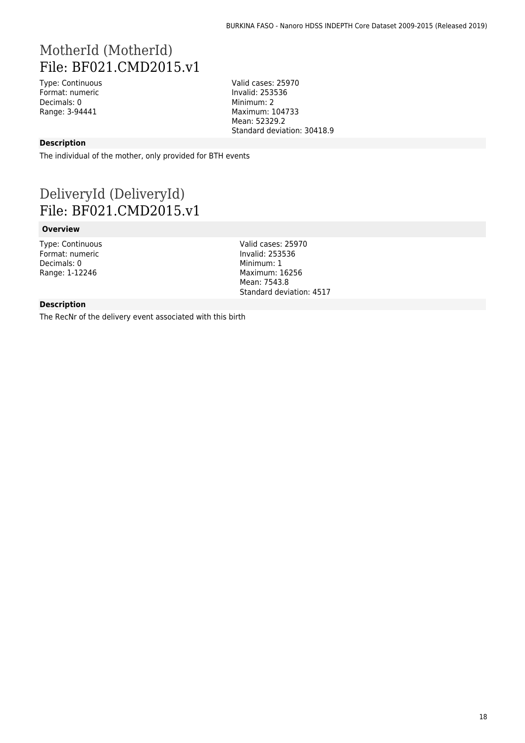# MotherId (MotherId)
# File: BF021.CMD2015.v1

Type: Continuous
Format: numeric
Decimals: 0
Range: 3-94441

Valid cases: 25970
Invalid: 253536
Minimum: 2
Maximum: 104733
Mean: 52329.2
Standard deviation: 30418.9

### Description

The individual of the mother, only provided for BTH events

# DeliveryId (DeliveryId)
# File: BF021.CMD2015.v1

### Overview

Type: Continuous
Format: numeric
Decimals: 0
Range: 1-12246

Valid cases: 25970
Invalid: 253536
Minimum: 1
Maximum: 16256
Mean: 7543.8
Standard deviation: 4517

### Description

The RecNr of the delivery event associated with this birth